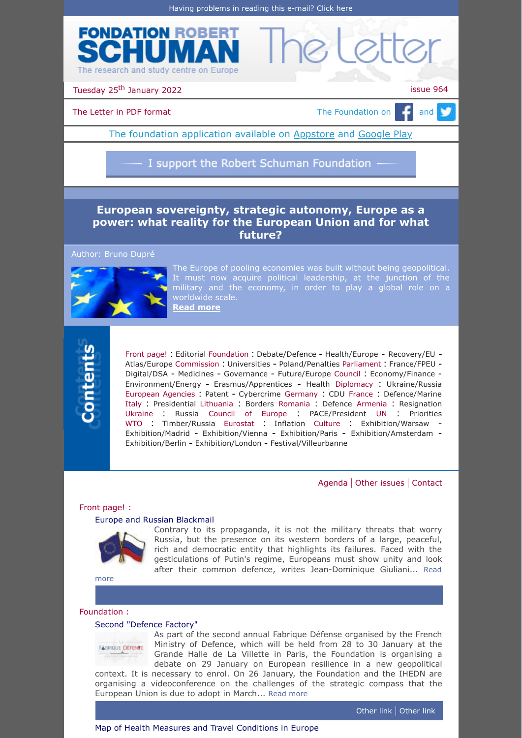Having problems in reading this e-mail? Click here

# FONDATION ROBERT SCHUMAN — The Letter

The research and study centre on Europe

Tuesday 25th January 2022 — issue 964

The Letter in PDF format

The Foundation on Facebook and Twitter

The foundation application available on Appstore and Google Play

I support the Robert Schuman Foundation

## European sovereignty, strategic autonomy, Europe as a power: what reality for the European Union and for what future?

Author: Bruno Dupré

The Europe of pooling economies was built without being geopolitical. It must now acquire political leadership, at the junction of the military and the economy, in order to play a global role on a worldwide scale.

**Read more**

## Contents

Front page! : Editorial Foundation : Debate/Defence - Health/Europe - Recovery/EU - Atlas/Europe Commission : Universities - Poland/Penalties Parliament : France/FPEU - Digital/DSA - Medicines - Governance - Future/Europe Council : Economy/Finance - Environment/Energy - Erasmus/Apprentices - Health Diplomacy : Ukraine/Russia European Agencies : Patent - Cybercrime Germany : CDU France : Defence/Marine Italy : Presidential Lithuania : Borders Romania : Defence Armenia : Resignation Ukraine : Russia Council of Europe : PACE/President UN : Priorities WTO : Timber/Russia Eurostat : Inflation Culture : Exhibition/Warsaw - Exhibition/Madrid - Exhibition/Vienna - Exhibition/Paris - Exhibition/Amsterdam - Exhibition/Berlin - Exhibition/London - Festival/Villeurbanne

Agenda | Other issues | Contact

### Front page! :

#### Europe and Russian Blackmail

Contrary to its propaganda, it is not the military threats that worry Russia, but the presence on its western borders of a large, peaceful, rich and democratic entity that highlights its failures. Faced with the gesticulations of Putin's regime, Europeans must show unity and look after their common defence, writes Jean-Dominique Giuliani... Read more

### Foundation :

#### Second "Defence Factory"

As part of the second annual Fabrique Défense organised by the French Ministry of Defence, which will be held from 28 to 30 January at the Grande Halle de La Villette in Paris, the Foundation is organising a debate on 29 January on European resilience in a new geopolitical context. It is necessary to enrol. On 26 January, the Foundation and the IHEDN are organising a videoconference on the challenges of the strategic compass that the European Union is due to adopt in March... Read more

Other link | Other link

#### Map of Health Measures and Travel Conditions in Europe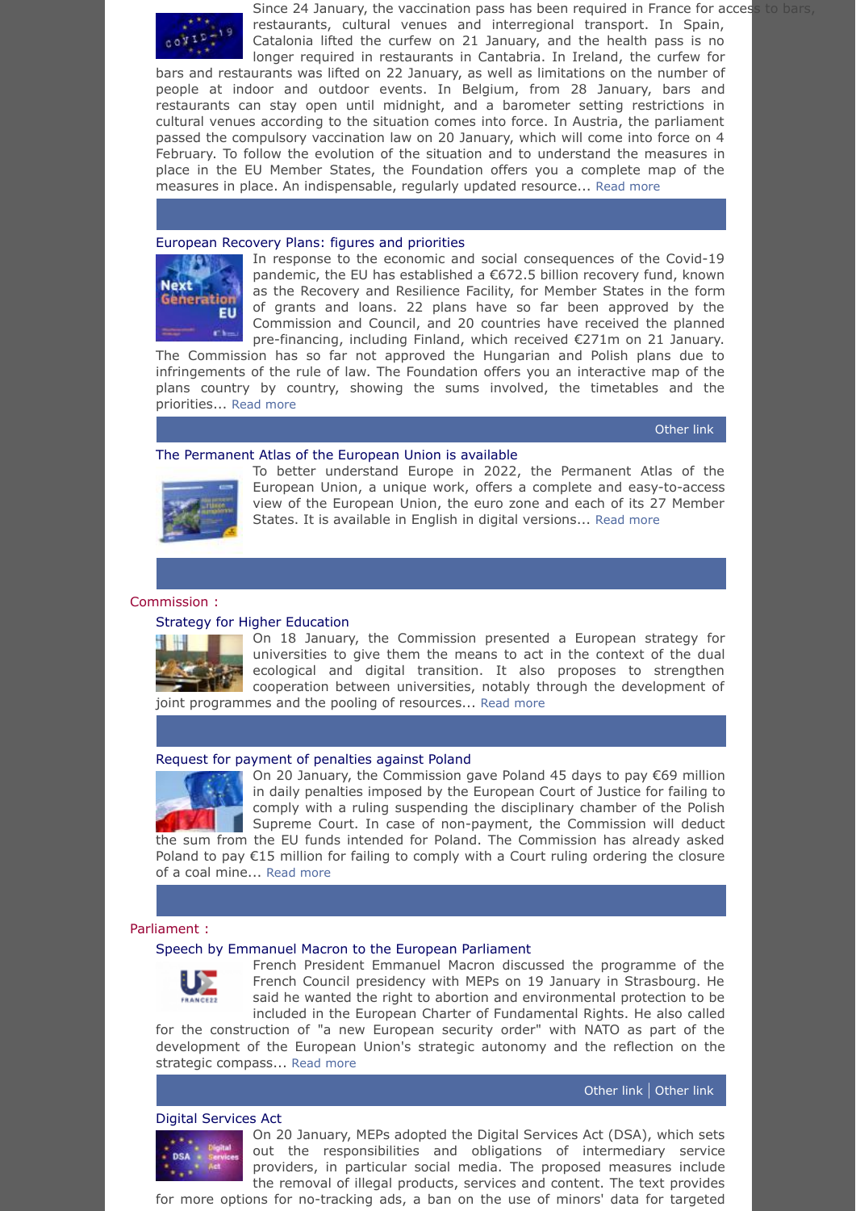Since 24 January, the vaccination pass has been required in France for access to bars, restaurants, cultural venues and interregional transport. In Spain, Catalonia lifted the curfew on 21 January, and the health pass is no longer required in restaurants in Cantabria. In Ireland, the curfew for bars and restaurants was lifted on 22 January, as well as limitations on the number of people at indoor and outdoor events. In Belgium, from 28 January, bars and restaurants can stay open until midnight, and a barometer setting restrictions in cultural venues according to the situation comes into force. In Austria, the parliament passed the compulsory vaccination law on 20 January, which will come into force on 4 February. To follow the evolution of the situation and to understand the measures in place in the EU Member States, the Foundation offers you a complete map of the measures in place. An indispensable, regularly updated resource... Read more

### European Recovery Plans: figures and priorities

In response to the economic and social consequences of the Covid-19 pandemic, the EU has established a €672.5 billion recovery fund, known as the Recovery and Resilience Facility, for Member States in the form of grants and loans. 22 plans have so far been approved by the Commission and Council, and 20 countries have received the planned pre-financing, including Finland, which received €271m on 21 January. The Commission has so far not approved the Hungarian and Polish plans due to infringements of the rule of law. The Foundation offers you an interactive map of the plans country by country, showing the sums involved, the timetables and the priorities... Read more

Other link

### The Permanent Atlas of the European Union is available

To better understand Europe in 2022, the Permanent Atlas of the European Union, a unique work, offers a complete and easy-to-access view of the European Union, the euro zone and each of its 27 Member States. It is available in English in digital versions... Read more

## Commission :

### Strategy for Higher Education

On 18 January, the Commission presented a European strategy for universities to give them the means to act in the context of the dual ecological and digital transition. It also proposes to strengthen cooperation between universities, notably through the development of joint programmes and the pooling of resources... Read more

### Request for payment of penalties against Poland

On 20 January, the Commission gave Poland 45 days to pay €69 million in daily penalties imposed by the European Court of Justice for failing to comply with a ruling suspending the disciplinary chamber of the Polish Supreme Court. In case of non-payment, the Commission will deduct the sum from the EU funds intended for Poland. The Commission has already asked Poland to pay €15 million for failing to comply with a Court ruling ordering the closure of a coal mine... Read more

## Parliament :

### Speech by Emmanuel Macron to the European Parliament

French President Emmanuel Macron discussed the programme of the French Council presidency with MEPs on 19 January in Strasbourg. He said he wanted the right to abortion and environmental protection to be included in the European Charter of Fundamental Rights. He also called for the construction of "a new European security order" with NATO as part of the development of the European Union's strategic autonomy and the reflection on the strategic compass... Read more

Other link | Other link

### Digital Services Act

On 20 January, MEPs adopted the Digital Services Act (DSA), which sets out the responsibilities and obligations of intermediary service providers, in particular social media. The proposed measures include the removal of illegal products, services and content. The text provides for more options for no-tracking ads, a ban on the use of minors' data for targeted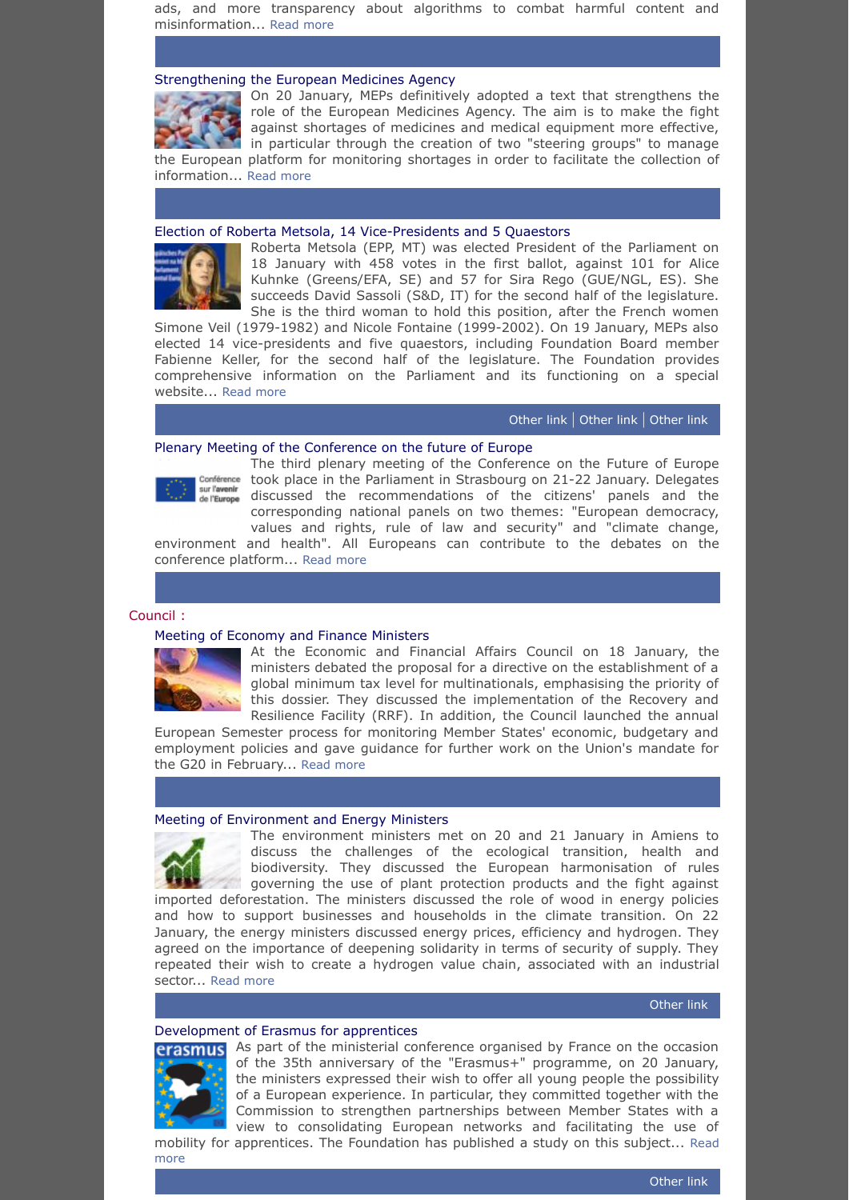ads, and more transparency about algorithms to combat harmful content and misinformation... Read more

### Strengthening the European Medicines Agency

On 20 January, MEPs definitively adopted a text that strengthens the role of the European Medicines Agency. The aim is to make the fight against shortages of medicines and medical equipment more effective, in particular through the creation of two "steering groups" to manage the European platform for monitoring shortages in order to facilitate the collection of information... Read more

### Election of Roberta Metsola, 14 Vice-Presidents and 5 Quaestors

Roberta Metsola (EPP, MT) was elected President of the Parliament on 18 January with 458 votes in the first ballot, against 101 for Alice Kuhnke (Greens/EFA, SE) and 57 for Sira Rego (GUE/NGL, ES). She succeeds David Sassoli (S&D, IT) for the second half of the legislature. She is the third woman to hold this position, after the French women Simone Veil (1979-1982) and Nicole Fontaine (1999-2002). On 19 January, MEPs also elected 14 vice-presidents and five quaestors, including Foundation Board member Fabienne Keller, for the second half of the legislature. The Foundation provides comprehensive information on the Parliament and its functioning on a special website... Read more

Other link | Other link | Other link

### Plenary Meeting of the Conference on the future of Europe

The third plenary meeting of the Conference on the Future of Europe took place in the Parliament in Strasbourg on 21-22 January. Delegates discussed the recommendations of the citizens' panels and the corresponding national panels on two themes: "European democracy, values and rights, rule of law and security" and "climate change, environment and health". All Europeans can contribute to the debates on the conference platform... Read more

## Council :

### Meeting of Economy and Finance Ministers

At the Economic and Financial Affairs Council on 18 January, the ministers debated the proposal for a directive on the establishment of a global minimum tax level for multinationals, emphasising the priority of this dossier. They discussed the implementation of the Recovery and Resilience Facility (RRF). In addition, the Council launched the annual European Semester process for monitoring Member States' economic, budgetary and employment policies and gave guidance for further work on the Union's mandate for the G20 in February... Read more

### Meeting of Environment and Energy Ministers

The environment ministers met on 20 and 21 January in Amiens to discuss the challenges of the ecological transition, health and biodiversity. They discussed the European harmonisation of rules governing the use of plant protection products and the fight against imported deforestation. The ministers discussed the role of wood in energy policies and how to support businesses and households in the climate transition. On 22 January, the energy ministers discussed energy prices, efficiency and hydrogen. They agreed on the importance of deepening solidarity in terms of security of supply. They repeated their wish to create a hydrogen value chain, associated with an industrial sector... Read more

Other link

### Development of Erasmus for apprentices

As part of the ministerial conference organised by France on the occasion of the 35th anniversary of the "Erasmus+" programme, on 20 January, the ministers expressed their wish to offer all young people the possibility of a European experience. In particular, they committed together with the Commission to strengthen partnerships between Member States with a view to consolidating European networks and facilitating the use of mobility for apprentices. The Foundation has published a study on this subject... Read more

Other link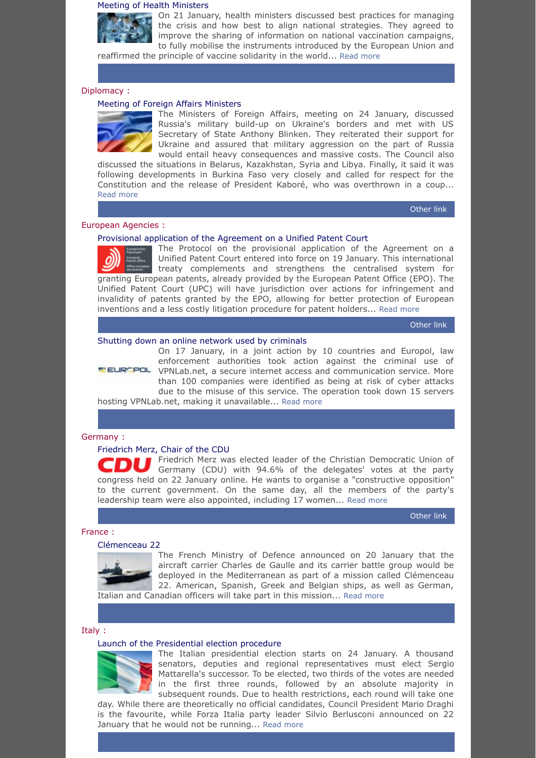### Meeting of Health Ministers

On 21 January, health ministers discussed best practices for managing the crisis and how best to align national strategies. They agreed to improve the sharing of information on national vaccination campaigns, to fully mobilise the instruments introduced by the European Union and reaffirmed the principle of vaccine solidarity in the world... Read more

## Diplomacy :

### Meeting of Foreign Affairs Ministers

The Ministers of Foreign Affairs, meeting on 24 January, discussed Russia's military build-up on Ukraine's borders and met with US Secretary of State Anthony Blinken. They reiterated their support for Ukraine and assured that military aggression on the part of Russia would entail heavy consequences and massive costs. The Council also discussed the situations in Belarus, Kazakhstan, Syria and Libya. Finally, it said it was following developments in Burkina Faso very closely and called for respect for the Constitution and the release of President Kaboré, who was overthrown in a coup... Read more

Other link

## European Agencies :

### Provisional application of the Agreement on a Unified Patent Court

The Protocol on the provisional application of the Agreement on a Unified Patent Court entered into force on 19 January. This international treaty complements and strengthens the centralised system for granting European patents, already provided by the European Patent Office (EPO). The Unified Patent Court (UPC) will have jurisdiction over actions for infringement and invalidity of patents granted by the EPO, allowing for better protection of European inventions and a less costly litigation procedure for patent holders... Read more

Other link

### Shutting down an online network used by criminals

On 17 January, in a joint action by 10 countries and Europol, law enforcement authorities took action against the criminal use of VPNLab.net, a secure internet access and communication service. More than 100 companies were identified as being at risk of cyber attacks due to the misuse of this service. The operation took down 15 servers hosting VPNLab.net, making it unavailable... Read more

## Germany :

### Friedrich Merz, Chair of the CDU

Friedrich Merz was elected leader of the Christian Democratic Union of Germany (CDU) with 94.6% of the delegates' votes at the party congress held on 22 January online. He wants to organise a "constructive opposition" to the current government. On the same day, all the members of the party's leadership team were also appointed, including 17 women... Read more

Other link

## France :

### Clémenceau 22

The French Ministry of Defence announced on 20 January that the aircraft carrier Charles de Gaulle and its carrier battle group would be deployed in the Mediterranean as part of a mission called Clémenceau 22. American, Spanish, Greek and Belgian ships, as well as German, Italian and Canadian officers will take part in this mission... Read more

## Italy :

### Launch of the Presidential election procedure

The Italian presidential election starts on 24 January. A thousand senators, deputies and regional representatives must elect Sergio Mattarella's successor. To be elected, two thirds of the votes are needed in the first three rounds, followed by an absolute majority in subsequent rounds. Due to health restrictions, each round will take one day. While there are theoretically no official candidates, Council President Mario Draghi is the favourite, while Forza Italia party leader Silvio Berlusconi announced on 22 January that he would not be running... Read more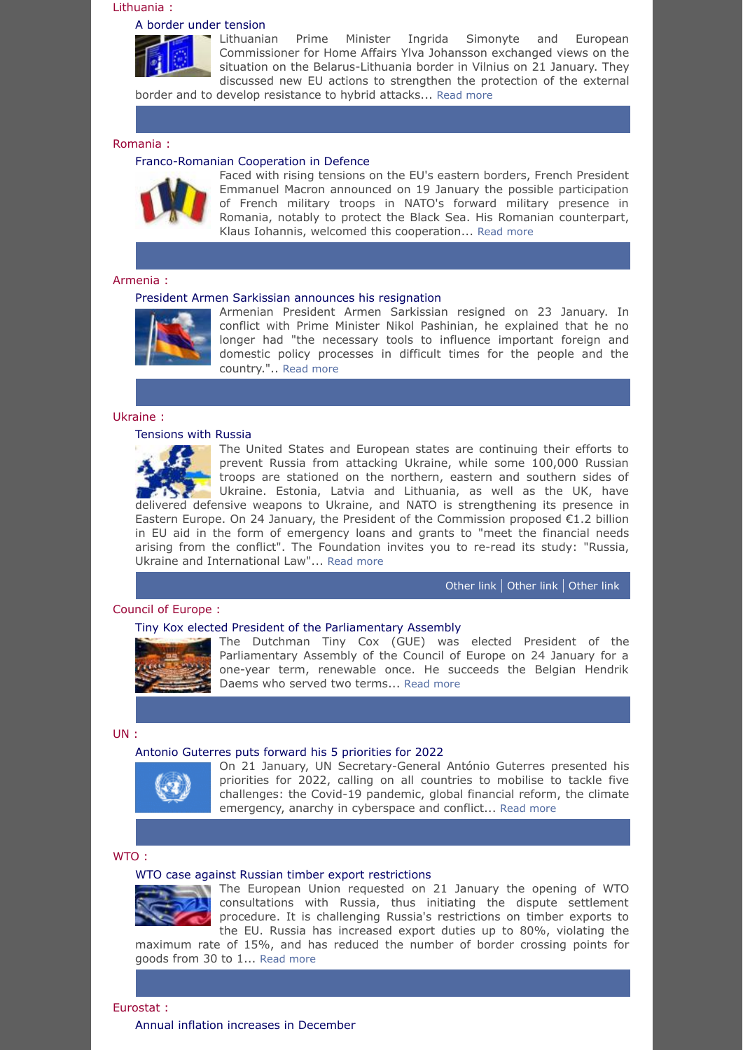Lithuania :

### A border under tension

Lithuanian Prime Minister Ingrida Simonyte and European Commissioner for Home Affairs Ylva Johansson exchanged views on the situation on the Belarus-Lithuania border in Vilnius on 21 January. They discussed new EU actions to strengthen the protection of the external border and to develop resistance to hybrid attacks... Read more

Romania :

### Franco-Romanian Cooperation in Defence

Faced with rising tensions on the EU's eastern borders, French President Emmanuel Macron announced on 19 January the possible participation of French military troops in NATO's forward military presence in Romania, notably to protect the Black Sea. His Romanian counterpart, Klaus Iohannis, welcomed this cooperation... Read more

Armenia :

### President Armen Sarkissian announces his resignation

Armenian President Armen Sarkissian resigned on 23 January. In conflict with Prime Minister Nikol Pashinian, he explained that he no longer had "the necessary tools to influence important foreign and domestic policy processes in difficult times for the people and the country.".. Read more

Ukraine :

### Tensions with Russia

The United States and European states are continuing their efforts to prevent Russia from attacking Ukraine, while some 100,000 Russian troops are stationed on the northern, eastern and southern sides of Ukraine. Estonia, Latvia and Lithuania, as well as the UK, have delivered defensive weapons to Ukraine, and NATO is strengthening its presence in Eastern Europe. On 24 January, the President of the Commission proposed €1.2 billion in EU aid in the form of emergency loans and grants to "meet the financial needs arising from the conflict". The Foundation invites you to re-read its study: "Russia, Ukraine and International Law"... Read more

Other link | Other link | Other link

Council of Europe :

### Tiny Kox elected President of the Parliamentary Assembly

The Dutchman Tiny Cox (GUE) was elected President of the Parliamentary Assembly of the Council of Europe on 24 January for a one-year term, renewable once. He succeeds the Belgian Hendrik Daems who served two terms... Read more

UN :

### Antonio Guterres puts forward his 5 priorities for 2022

On 21 January, UN Secretary-General António Guterres presented his priorities for 2022, calling on all countries to mobilise to tackle five challenges: the Covid-19 pandemic, global financial reform, the climate emergency, anarchy in cyberspace and conflict... Read more

WTO :

### WTO case against Russian timber export restrictions

The European Union requested on 21 January the opening of WTO consultations with Russia, thus initiating the dispute settlement procedure. It is challenging Russia's restrictions on timber exports to the EU. Russia has increased export duties up to 80%, violating the maximum rate of 15%, and has reduced the number of border crossing points for goods from 30 to 1... Read more

Eurostat :

### Annual inflation increases in December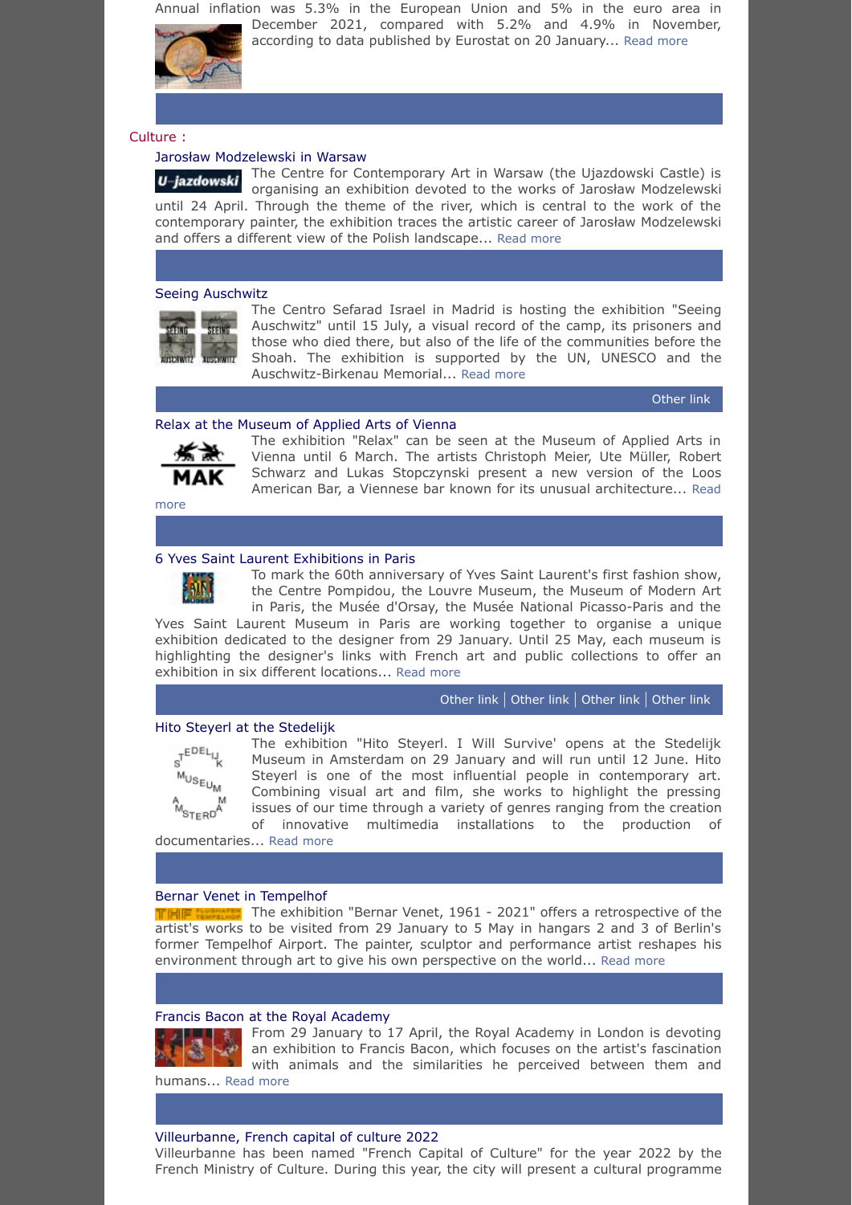Annual inflation was 5.3% in the European Union and 5% in the euro area in December 2021, compared with 5.2% and 4.9% in November, according to data published by Eurostat on 20 January... Read more

## Culture :

### Jarosław Modzelewski in Warsaw

The Centre for Contemporary Art in Warsaw (the Ujazdowski Castle) is organising an exhibition devoted to the works of Jarosław Modzelewski until 24 April. Through the theme of the river, which is central to the work of the contemporary painter, the exhibition traces the artistic career of Jarosław Modzelewski and offers a different view of the Polish landscape... Read more

### Seeing Auschwitz

The Centro Sefarad Israel in Madrid is hosting the exhibition "Seeing Auschwitz" until 15 July, a visual record of the camp, its prisoners and those who died there, but also of the life of the communities before the Shoah. The exhibition is supported by the UN, UNESCO and the Auschwitz-Birkenau Memorial... Read more

Other link

### Relax at the Museum of Applied Arts of Vienna

The exhibition "Relax" can be seen at the Museum of Applied Arts in Vienna until 6 March. The artists Christoph Meier, Ute Müller, Robert Schwarz and Lukas Stopczynski present a new version of the Loos American Bar, a Viennese bar known for its unusual architecture... Read more

### 6 Yves Saint Laurent Exhibitions in Paris

To mark the 60th anniversary of Yves Saint Laurent's first fashion show, the Centre Pompidou, the Louvre Museum, the Museum of Modern Art in Paris, the Musée d'Orsay, the Musée National Picasso-Paris and the Yves Saint Laurent Museum in Paris are working together to organise a unique exhibition dedicated to the designer from 29 January. Until 25 May, each museum is highlighting the designer's links with French art and public collections to offer an exhibition in six different locations... Read more

Other link | Other link | Other link | Other link

### Hito Steyerl at the Stedelijk

The exhibition "Hito Steyerl. I Will Survive' opens at the Stedelijk Museum in Amsterdam on 29 January and will run until 12 June. Hito Steyerl is one of the most influential people in contemporary art. Combining visual art and film, she works to highlight the pressing issues of our time through a variety of genres ranging from the creation of innovative multimedia installations to the production of documentaries... Read more

### Bernar Venet in Tempelhof

The exhibition "Bernar Venet, 1961 - 2021" offers a retrospective of the artist's works to be visited from 29 January to 5 May in hangars 2 and 3 of Berlin's former Tempelhof Airport. The painter, sculptor and performance artist reshapes his environment through art to give his own perspective on the world... Read more

### Francis Bacon at the Royal Academy

From 29 January to 17 April, the Royal Academy in London is devoting an exhibition to Francis Bacon, which focuses on the artist's fascination with animals and the similarities he perceived between them and humans... Read more

### Villeurbanne, French capital of culture 2022

Villeurbanne has been named "French Capital of Culture" for the year 2022 by the French Ministry of Culture. During this year, the city will present a cultural programme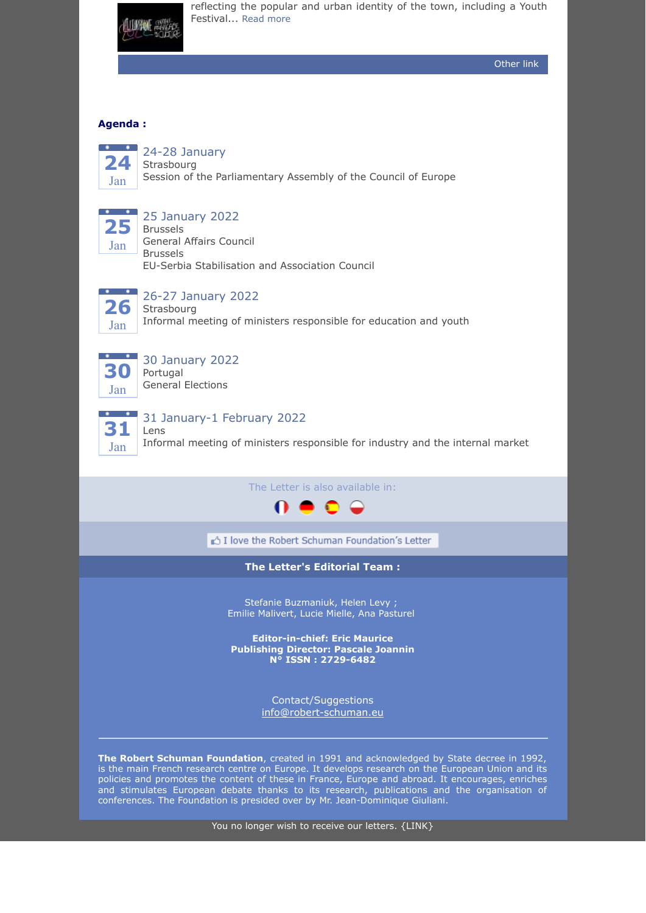reflecting the popular and urban identity of the town, including a Youth Festival... Read more

Other link

**Agenda :**

24 Jan

24-28 January
Strasbourg
Session of the Parliamentary Assembly of the Council of Europe

25 Jan

25 January 2022
Brussels
General Affairs Council
Brussels
EU-Serbia Stabilisation and Association Council

26 Jan

26-27 January 2022
Strasbourg
Informal meeting of ministers responsible for education and youth

30 Jan

30 January 2022
Portugal
General Elections

31 Jan

31 January-1 February 2022
Lens
Informal meeting of ministers responsible for industry and the internal market

The Letter is also available in:

I love the Robert Schuman Foundation's Letter

**The Letter's Editorial Team :**

Stefanie Buzmaniuk, Helen Levy ;
Emilie Malivert, Lucie Mielle, Ana Pasturel

**Editor-in-chief: Eric Maurice**
**Publishing Director: Pascale Joannin**
**N° ISSN : 2729-6482**

Contact/Suggestions
info@robert-schuman.eu

**The Robert Schuman Foundation**, created in 1991 and acknowledged by State decree in 1992, is the main French research centre on Europe. It develops research on the European Union and its policies and promotes the content of these in France, Europe and abroad. It encourages, enriches and stimulates European debate thanks to its research, publications and the organisation of conferences. The Foundation is presided over by Mr. Jean-Dominique Giuliani.

You no longer wish to receive our letters. {LINK}